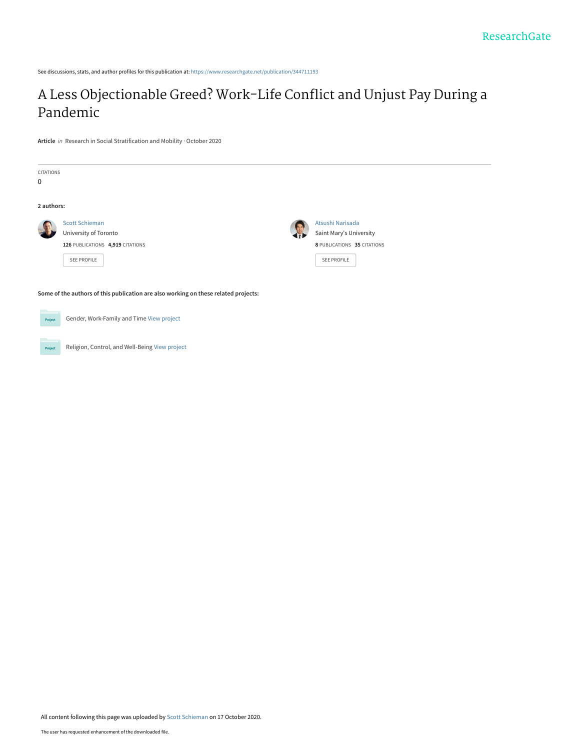ResearchGate

See discussions, stats, and author profiles for this publication at: https://www.researchgate.net/publication/344711193

# A Less Objectionable Greed? Work-Life Conflict and Unjust Pay During a Pandemic

**Article** *in* Research in Social Stratification and Mobility · October 2020

CITATIONS
0

**2 authors:**

Scott Schieman
University of Toronto
**126** PUBLICATIONS **4,919** CITATIONS
SEE PROFILE

Atsushi Narisada
Saint Mary's University
**8** PUBLICATIONS **35** CITATIONS
SEE PROFILE

**Some of the authors of this publication are also working on these related projects:**

Gender, Work-Family and Time View project

Religion, Control, and Well-Being View project

All content following this page was uploaded by Scott Schieman on 17 October 2020.

The user has requested enhancement of the downloaded file.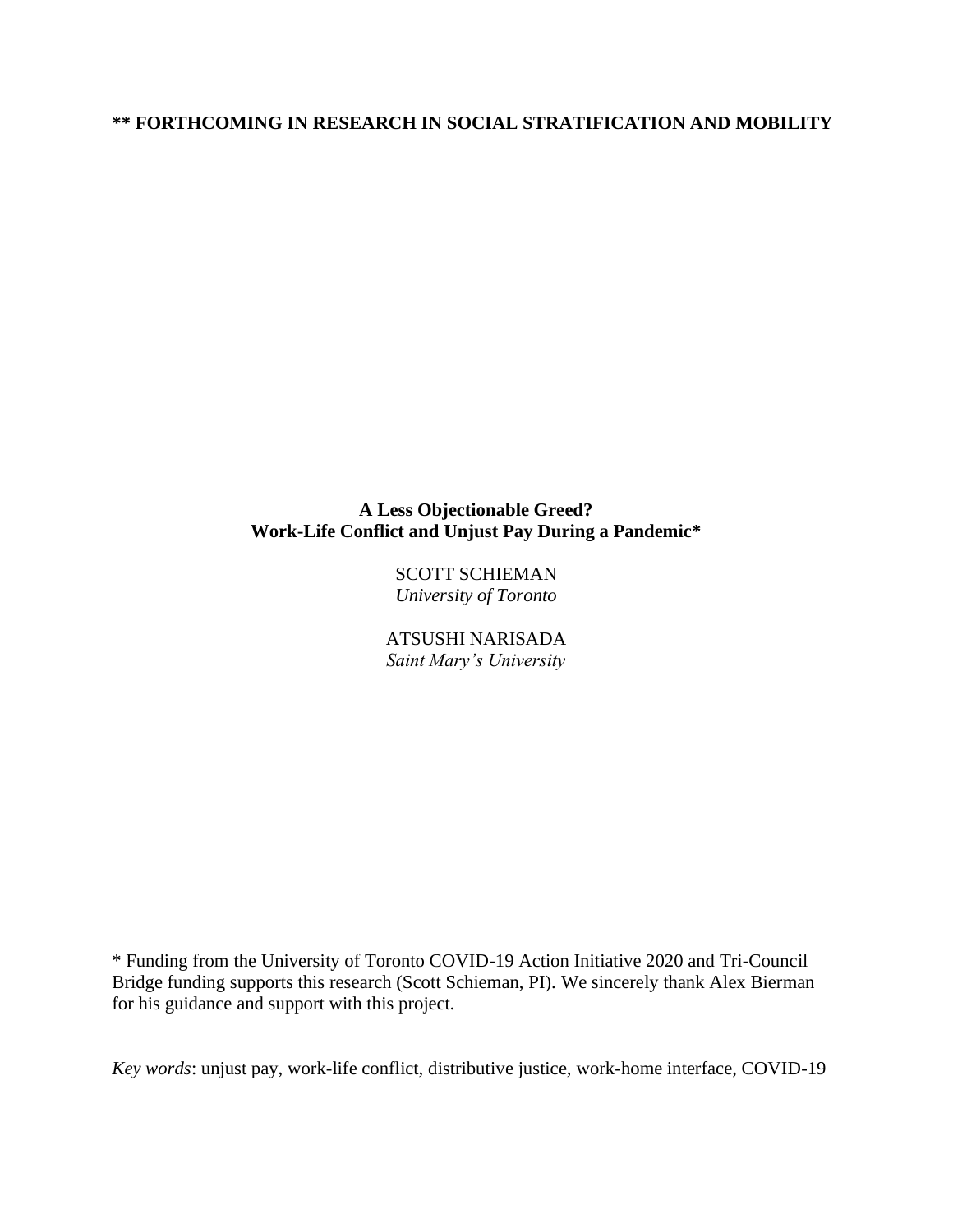**** FORTHCOMING IN RESEARCH IN SOCIAL STRATIFICATION AND MOBILITY**

**A Less Objectionable Greed?**
**Work-Life Conflict and Unjust Pay During a Pandemic***

SCOTT SCHIEMAN
*University of Toronto*

ATSUSHI NARISADA
*Saint Mary's University*

* Funding from the University of Toronto COVID-19 Action Initiative 2020 and Tri-Council Bridge funding supports this research (Scott Schieman, PI). We sincerely thank Alex Bierman for his guidance and support with this project.

*Key words*: unjust pay, work-life conflict, distributive justice, work-home interface, COVID-19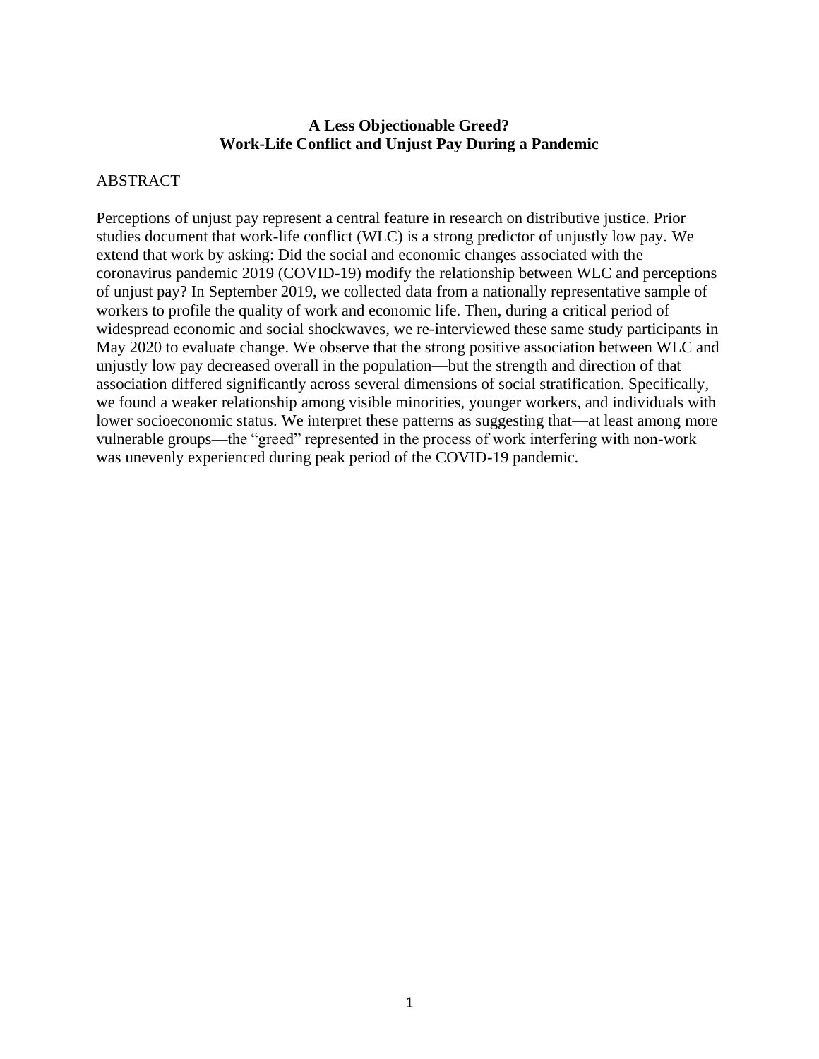**A Less Objectionable Greed?**
**Work-Life Conflict and Unjust Pay During a Pandemic**

ABSTRACT

Perceptions of unjust pay represent a central feature in research on distributive justice. Prior studies document that work-life conflict (WLC) is a strong predictor of unjustly low pay. We extend that work by asking: Did the social and economic changes associated with the coronavirus pandemic 2019 (COVID-19) modify the relationship between WLC and perceptions of unjust pay? In September 2019, we collected data from a nationally representative sample of workers to profile the quality of work and economic life. Then, during a critical period of widespread economic and social shockwaves, we re-interviewed these same study participants in May 2020 to evaluate change. We observe that the strong positive association between WLC and unjustly low pay decreased overall in the population—but the strength and direction of that association differed significantly across several dimensions of social stratification. Specifically, we found a weaker relationship among visible minorities, younger workers, and individuals with lower socioeconomic status. We interpret these patterns as suggesting that—at least among more vulnerable groups—the "greed" represented in the process of work interfering with non-work was unevenly experienced during peak period of the COVID-19 pandemic.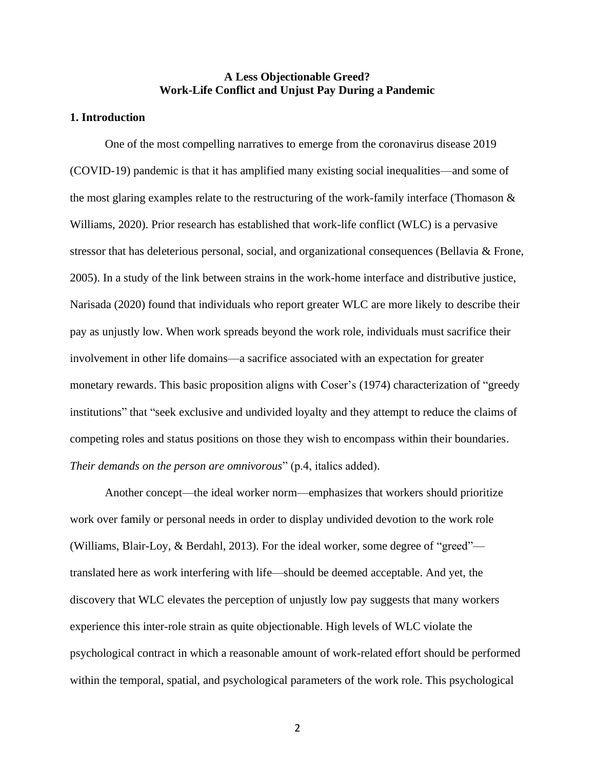# A Less Objectionable Greed?
# Work-Life Conflict and Unjust Pay During a Pandemic

## 1. Introduction

One of the most compelling narratives to emerge from the coronavirus disease 2019 (COVID-19) pandemic is that it has amplified many existing social inequalities—and some of the most glaring examples relate to the restructuring of the work-family interface (Thomason & Williams, 2020). Prior research has established that work-life conflict (WLC) is a pervasive stressor that has deleterious personal, social, and organizational consequences (Bellavia & Frone, 2005). In a study of the link between strains in the work-home interface and distributive justice, Narisada (2020) found that individuals who report greater WLC are more likely to describe their pay as unjustly low. When work spreads beyond the work role, individuals must sacrifice their involvement in other life domains—a sacrifice associated with an expectation for greater monetary rewards. This basic proposition aligns with Coser's (1974) characterization of "greedy institutions" that "seek exclusive and undivided loyalty and they attempt to reduce the claims of competing roles and status positions on those they wish to encompass within their boundaries. *Their demands on the person are omnivorous*" (p.4, italics added).

Another concept—the ideal worker norm—emphasizes that workers should prioritize work over family or personal needs in order to display undivided devotion to the work role (Williams, Blair-Loy, & Berdahl, 2013). For the ideal worker, some degree of "greed"—translated here as work interfering with life—should be deemed acceptable. And yet, the discovery that WLC elevates the perception of unjustly low pay suggests that many workers experience this inter-role strain as quite objectionable. High levels of WLC violate the psychological contract in which a reasonable amount of work-related effort should be performed within the temporal, spatial, and psychological parameters of the work role. This psychological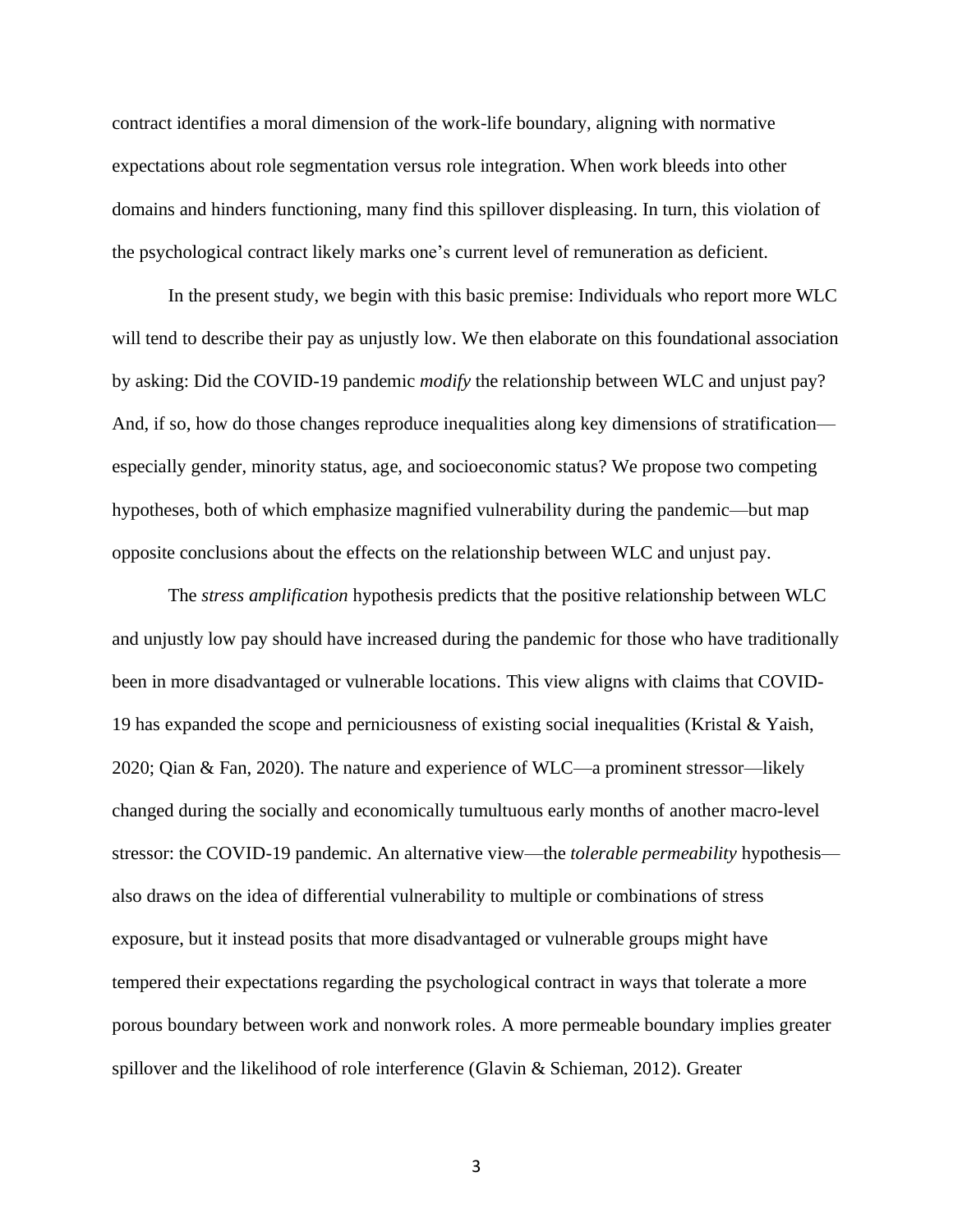contract identifies a moral dimension of the work-life boundary, aligning with normative expectations about role segmentation versus role integration. When work bleeds into other domains and hinders functioning, many find this spillover displeasing. In turn, this violation of the psychological contract likely marks one's current level of remuneration as deficient.

In the present study, we begin with this basic premise: Individuals who report more WLC will tend to describe their pay as unjustly low. We then elaborate on this foundational association by asking: Did the COVID-19 pandemic *modify* the relationship between WLC and unjust pay? And, if so, how do those changes reproduce inequalities along key dimensions of stratification—especially gender, minority status, age, and socioeconomic status? We propose two competing hypotheses, both of which emphasize magnified vulnerability during the pandemic—but map opposite conclusions about the effects on the relationship between WLC and unjust pay.

The *stress amplification* hypothesis predicts that the positive relationship between WLC and unjustly low pay should have increased during the pandemic for those who have traditionally been in more disadvantaged or vulnerable locations. This view aligns with claims that COVID-19 has expanded the scope and perniciousness of existing social inequalities (Kristal & Yaish, 2020; Qian & Fan, 2020). The nature and experience of WLC—a prominent stressor—likely changed during the socially and economically tumultuous early months of another macro-level stressor: the COVID-19 pandemic. An alternative view—the *tolerable permeability* hypothesis—also draws on the idea of differential vulnerability to multiple or combinations of stress exposure, but it instead posits that more disadvantaged or vulnerable groups might have tempered their expectations regarding the psychological contract in ways that tolerate a more porous boundary between work and nonwork roles. A more permeable boundary implies greater spillover and the likelihood of role interference (Glavin & Schieman, 2012). Greater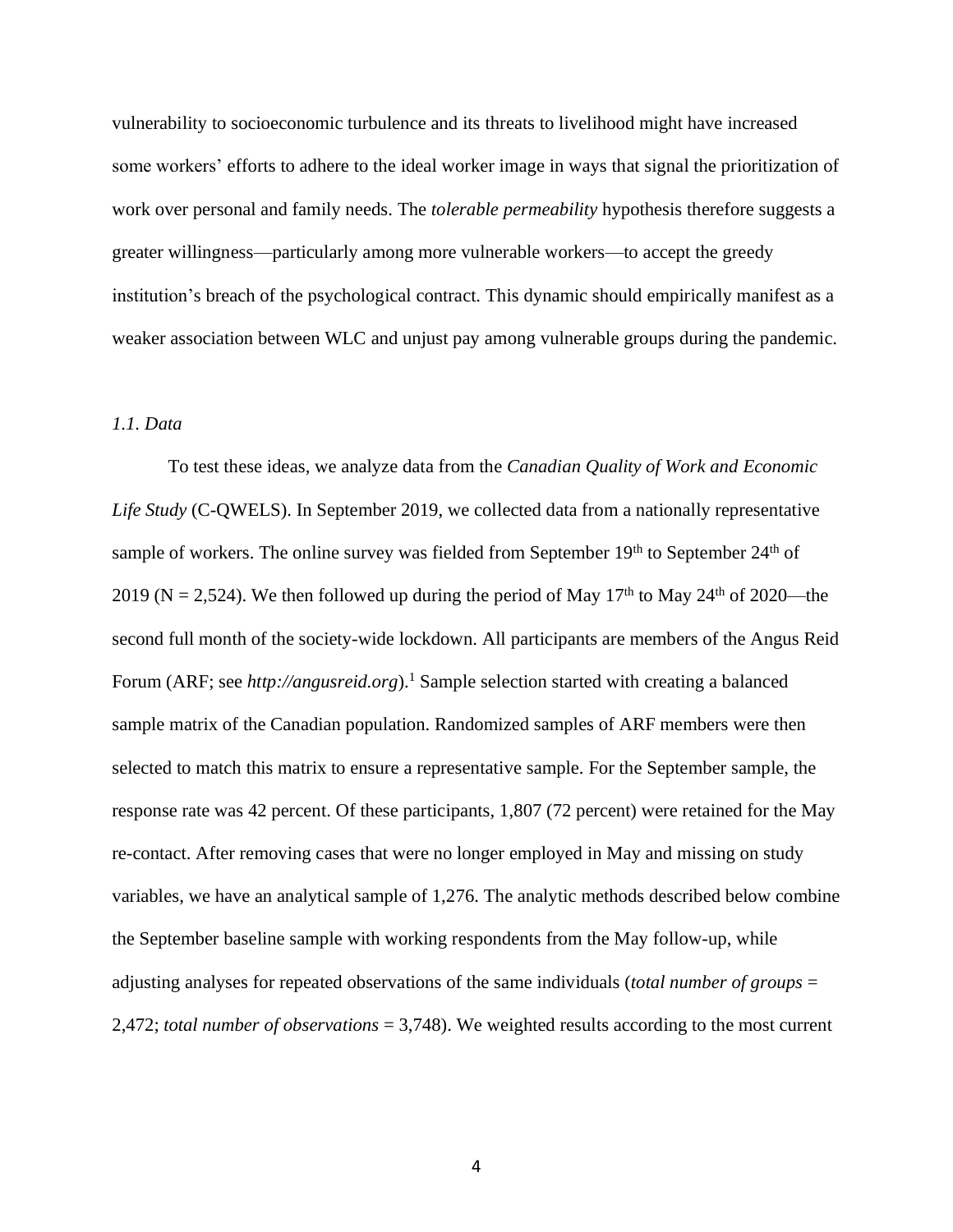vulnerability to socioeconomic turbulence and its threats to livelihood might have increased some workers' efforts to adhere to the ideal worker image in ways that signal the prioritization of work over personal and family needs. The *tolerable permeability* hypothesis therefore suggests a greater willingness—particularly among more vulnerable workers—to accept the greedy institution's breach of the psychological contract. This dynamic should empirically manifest as a weaker association between WLC and unjust pay among vulnerable groups during the pandemic.

### *1.1. Data*

To test these ideas, we analyze data from the *Canadian Quality of Work and Economic Life Study* (C-QWELS). In September 2019, we collected data from a nationally representative sample of workers. The online survey was fielded from September 19th to September 24th of 2019 (N = 2,524). We then followed up during the period of May 17th to May 24th of 2020—the second full month of the society-wide lockdown. All participants are members of the Angus Reid Forum (ARF; see *http://angusreid.org*).[1] Sample selection started with creating a balanced sample matrix of the Canadian population. Randomized samples of ARF members were then selected to match this matrix to ensure a representative sample. For the September sample, the response rate was 42 percent. Of these participants, 1,807 (72 percent) were retained for the May re-contact. After removing cases that were no longer employed in May and missing on study variables, we have an analytical sample of 1,276. The analytic methods described below combine the September baseline sample with working respondents from the May follow-up, while adjusting analyses for repeated observations of the same individuals (*total number of groups* = 2,472; *total number of observations* = 3,748). We weighted results according to the most current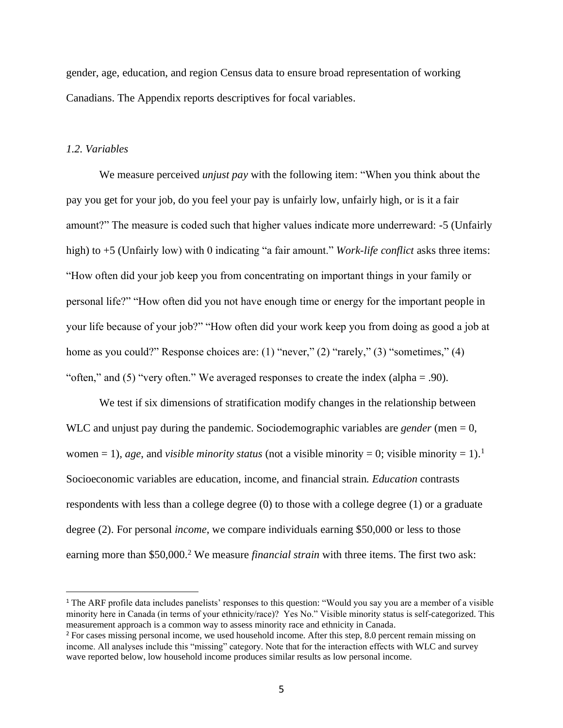gender, age, education, and region Census data to ensure broad representation of working Canadians. The Appendix reports descriptives for focal variables.

### *1.2. Variables*

We measure perceived *unjust pay* with the following item: "When you think about the pay you get for your job, do you feel your pay is unfairly low, unfairly high, or is it a fair amount?" The measure is coded such that higher values indicate more underreward: -5 (Unfairly high) to +5 (Unfairly low) with 0 indicating "a fair amount." *Work-life conflict* asks three items: "How often did your job keep you from concentrating on important things in your family or personal life?" "How often did you not have enough time or energy for the important people in your life because of your job?" "How often did your work keep you from doing as good a job at home as you could?" Response choices are: (1) "never," (2) "rarely," (3) "sometimes," (4) "often," and (5) "very often." We averaged responses to create the index (alpha = .90).

We test if six dimensions of stratification modify changes in the relationship between WLC and unjust pay during the pandemic. Sociodemographic variables are *gender* (men = 0, women = 1), *age*, and *visible minority status* (not a visible minority = 0; visible minority = 1).[1] Socioeconomic variables are education, income, and financial strain. *Education* contrasts respondents with less than a college degree (0) to those with a college degree (1) or a graduate degree (2). For personal *income*, we compare individuals earning $50,000 or less to those earning more than $50,000.[2] We measure *financial strain* with three items. The first two ask:

---

[1] The ARF profile data includes panelists' responses to this question: "Would you say you are a member of a visible minority here in Canada (in terms of your ethnicity/race)? Yes No." Visible minority status is self-categorized. This measurement approach is a common way to assess minority race and ethnicity in Canada.

[2] For cases missing personal income, we used household income. After this step, 8.0 percent remain missing on income. All analyses include this "missing" category. Note that for the interaction effects with WLC and survey wave reported below, low household income produces similar results as low personal income.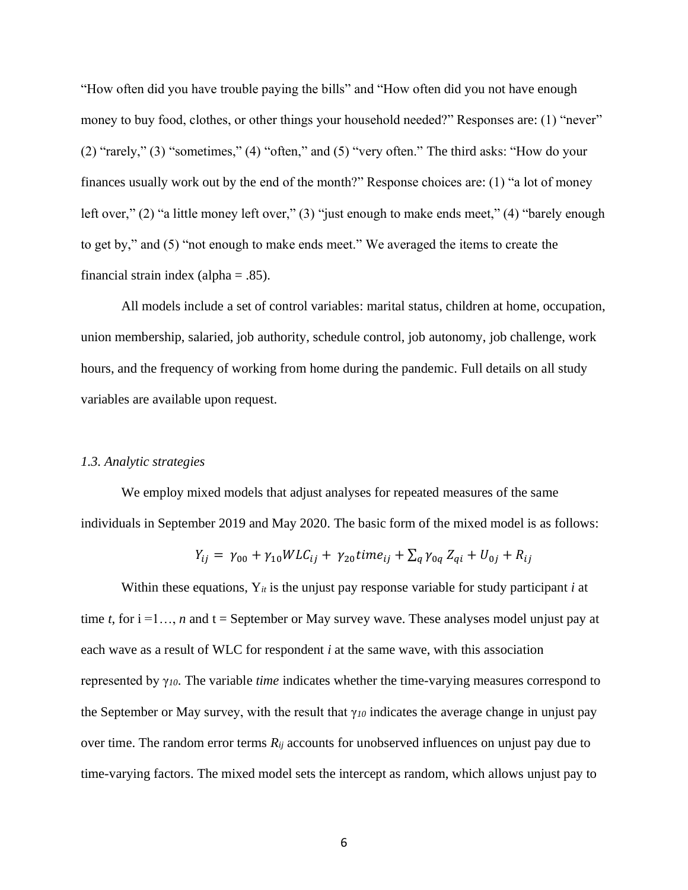"How often did you have trouble paying the bills" and "How often did you not have enough money to buy food, clothes, or other things your household needed?" Responses are: (1) "never" (2) "rarely," (3) "sometimes," (4) "often," and (5) "very often." The third asks: "How do your finances usually work out by the end of the month?" Response choices are: (1) "a lot of money left over," (2) "a little money left over," (3) "just enough to make ends meet," (4) "barely enough to get by," and (5) "not enough to make ends meet." We averaged the items to create the financial strain index (alpha = .85).

All models include a set of control variables: marital status, children at home, occupation, union membership, salaried, job authority, schedule control, job autonomy, job challenge, work hours, and the frequency of working from home during the pandemic. Full details on all study variables are available upon request.

### *1.3. Analytic strategies*

We employ mixed models that adjust analyses for repeated measures of the same individuals in September 2019 and May 2020. The basic form of the mixed model is as follows:

$$Y_{ij} = \gamma_{00} + \gamma_{10} WLC_{ij} + \gamma_{20} time_{ij} + \sum_q \gamma_{0q} Z_{qi} + U_{0j} + R_{ij}$$

Within these equations, $Y_{it}$ is the unjust pay response variable for study participant *i* at time *t*, for i =1…, *n* and t = September or May survey wave. These analyses model unjust pay at each wave as a result of WLC for respondent *i* at the same wave, with this association represented by $\gamma_{10}$. The variable *time* indicates whether the time-varying measures correspond to the September or May survey, with the result that $\gamma_{10}$ indicates the average change in unjust pay over time. The random error terms $R_{ij}$ accounts for unobserved influences on unjust pay due to time-varying factors. The mixed model sets the intercept as random, which allows unjust pay to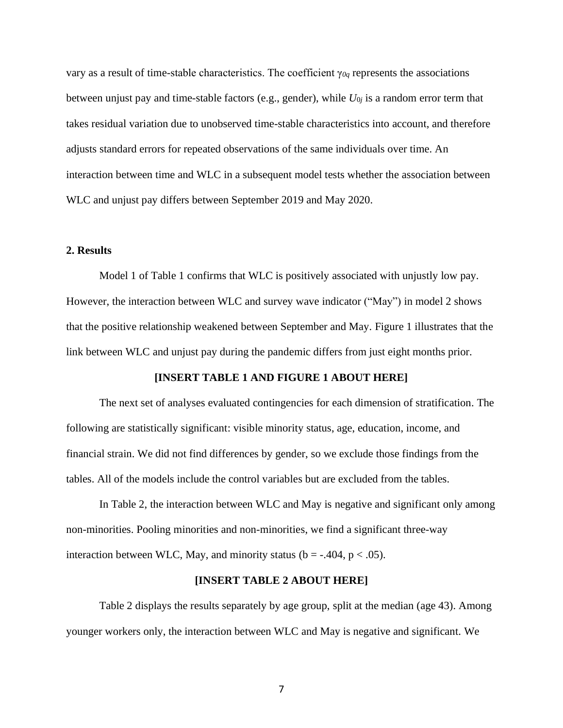vary as a result of time-stable characteristics. The coefficient $\gamma_{0q}$ represents the associations between unjust pay and time-stable factors (e.g., gender), while $U_{0j}$ is a random error term that takes residual variation due to unobserved time-stable characteristics into account, and therefore adjusts standard errors for repeated observations of the same individuals over time. An interaction between time and WLC in a subsequent model tests whether the association between WLC and unjust pay differs between September 2019 and May 2020.

## 2. Results

Model 1 of Table 1 confirms that WLC is positively associated with unjustly low pay. However, the interaction between WLC and survey wave indicator ("May") in model 2 shows that the positive relationship weakened between September and May. Figure 1 illustrates that the link between WLC and unjust pay during the pandemic differs from just eight months prior.

**[INSERT TABLE 1 AND FIGURE 1 ABOUT HERE]**

The next set of analyses evaluated contingencies for each dimension of stratification. The following are statistically significant: visible minority status, age, education, income, and financial strain. We did not find differences by gender, so we exclude those findings from the tables. All of the models include the control variables but are excluded from the tables.

In Table 2, the interaction between WLC and May is negative and significant only among non-minorities. Pooling minorities and non-minorities, we find a significant three-way interaction between WLC, May, and minority status ($b = -.404$, $p < .05$).

**[INSERT TABLE 2 ABOUT HERE]**

Table 2 displays the results separately by age group, split at the median (age 43). Among younger workers only, the interaction between WLC and May is negative and significant. We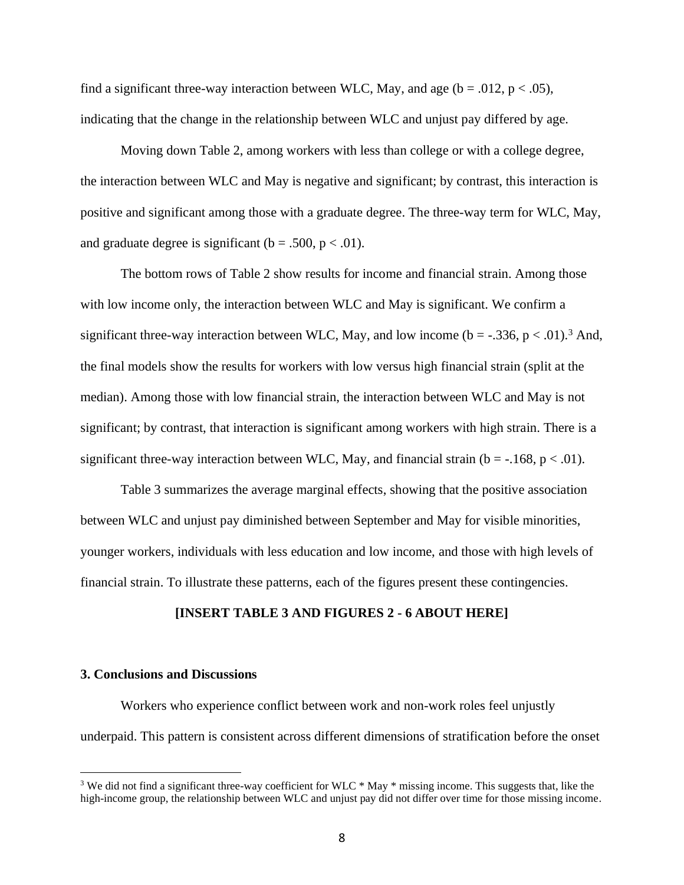find a significant three-way interaction between WLC, May, and age ($b = .012$, $p < .05$), indicating that the change in the relationship between WLC and unjust pay differed by age.

Moving down Table 2, among workers with less than college or with a college degree, the interaction between WLC and May is negative and significant; by contrast, this interaction is positive and significant among those with a graduate degree. The three-way term for WLC, May, and graduate degree is significant ($b = .500$, $p < .01$).

The bottom rows of Table 2 show results for income and financial strain. Among those with low income only, the interaction between WLC and May is significant. We confirm a significant three-way interaction between WLC, May, and low income ($b = -.336$, $p < .01$).[3] And, the final models show the results for workers with low versus high financial strain (split at the median). Among those with low financial strain, the interaction between WLC and May is not significant; by contrast, that interaction is significant among workers with high strain. There is a significant three-way interaction between WLC, May, and financial strain ($b = -.168$, $p < .01$).

Table 3 summarizes the average marginal effects, showing that the positive association between WLC and unjust pay diminished between September and May for visible minorities, younger workers, individuals with less education and low income, and those with high levels of financial strain. To illustrate these patterns, each of the figures present these contingencies.

**[INSERT TABLE 3 AND FIGURES 2 - 6 ABOUT HERE]**

### 3. Conclusions and Discussions

Workers who experience conflict between work and non-work roles feel unjustly underpaid. This pattern is consistent across different dimensions of stratification before the onset

[3] We did not find a significant three-way coefficient for WLC * May * missing income. This suggests that, like the high-income group, the relationship between WLC and unjust pay did not differ over time for those missing income.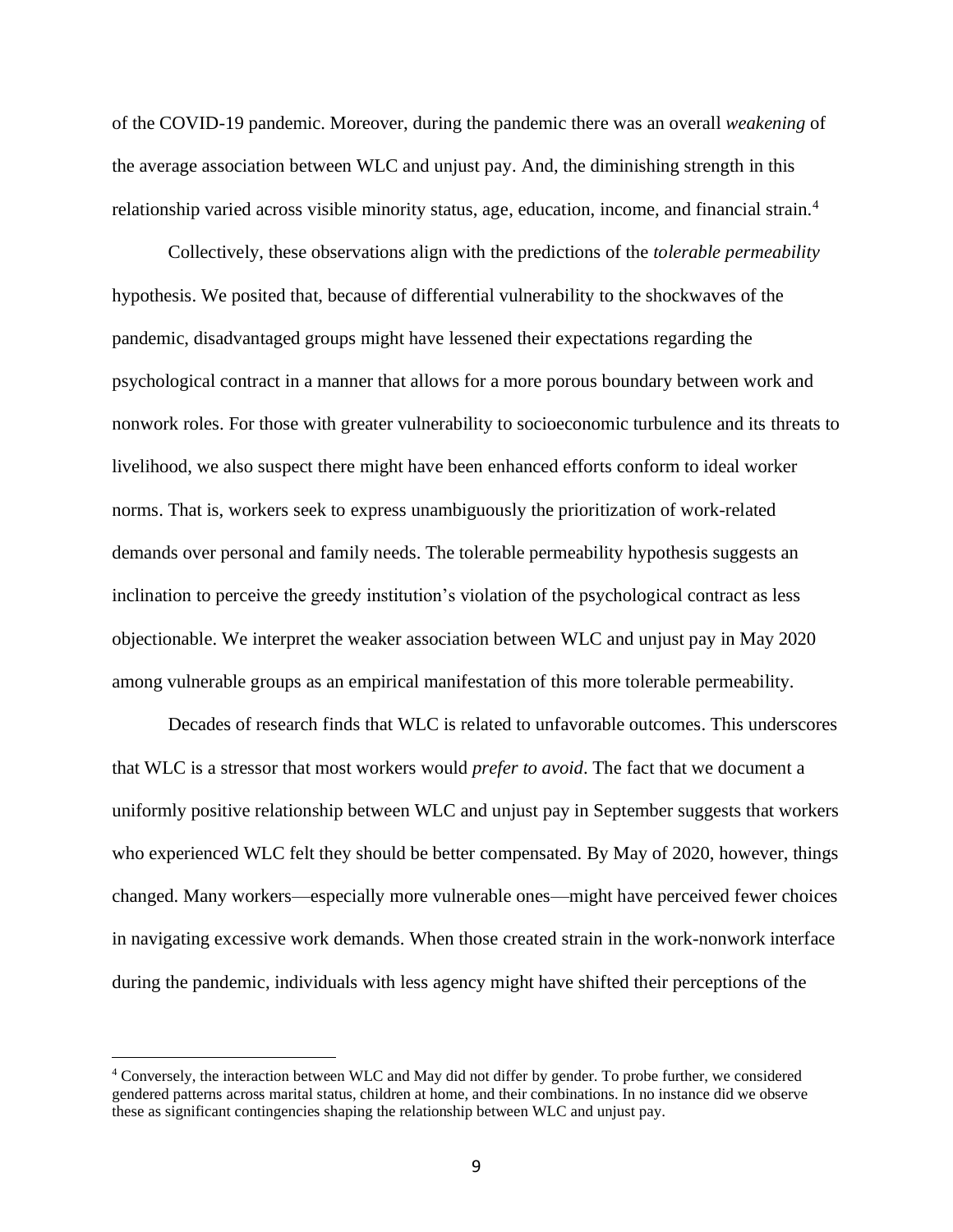of the COVID-19 pandemic. Moreover, during the pandemic there was an overall *weakening* of the average association between WLC and unjust pay. And, the diminishing strength in this relationship varied across visible minority status, age, education, income, and financial strain.[4]

Collectively, these observations align with the predictions of the *tolerable permeability* hypothesis. We posited that, because of differential vulnerability to the shockwaves of the pandemic, disadvantaged groups might have lessened their expectations regarding the psychological contract in a manner that allows for a more porous boundary between work and nonwork roles. For those with greater vulnerability to socioeconomic turbulence and its threats to livelihood, we also suspect there might have been enhanced efforts conform to ideal worker norms. That is, workers seek to express unambiguously the prioritization of work-related demands over personal and family needs. The tolerable permeability hypothesis suggests an inclination to perceive the greedy institution's violation of the psychological contract as less objectionable. We interpret the weaker association between WLC and unjust pay in May 2020 among vulnerable groups as an empirical manifestation of this more tolerable permeability.

Decades of research finds that WLC is related to unfavorable outcomes. This underscores that WLC is a stressor that most workers would *prefer to avoid*. The fact that we document a uniformly positive relationship between WLC and unjust pay in September suggests that workers who experienced WLC felt they should be better compensated. By May of 2020, however, things changed. Many workers—especially more vulnerable ones—might have perceived fewer choices in navigating excessive work demands. When those created strain in the work-nonwork interface during the pandemic, individuals with less agency might have shifted their perceptions of the

[4] Conversely, the interaction between WLC and May did not differ by gender. To probe further, we considered gendered patterns across marital status, children at home, and their combinations. In no instance did we observe these as significant contingencies shaping the relationship between WLC and unjust pay.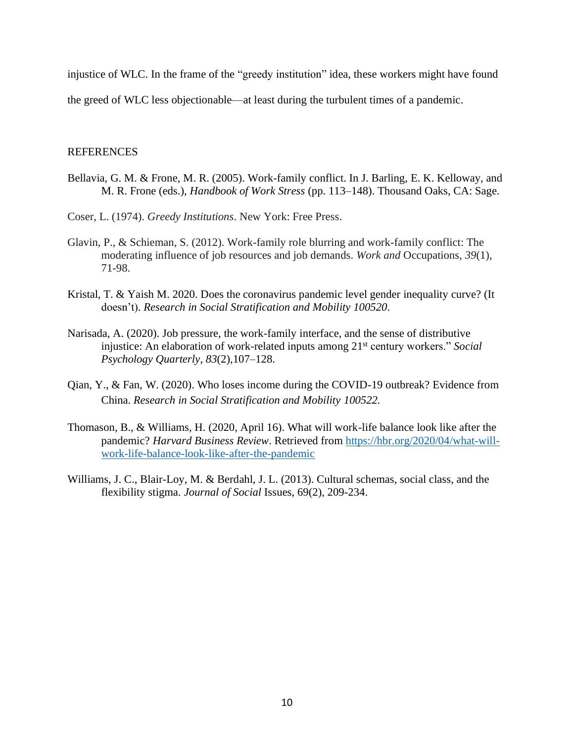injustice of WLC. In the frame of the "greedy institution" idea, these workers might have found the greed of WLC less objectionable—at least during the turbulent times of a pandemic.

REFERENCES

Bellavia, G. M. & Frone, M. R. (2005). Work-family conflict. In J. Barling, E. K. Kelloway, and M. R. Frone (eds.), *Handbook of Work Stress* (pp. 113–148). Thousand Oaks, CA: Sage.

Coser, L. (1974). *Greedy Institutions*. New York: Free Press.

Glavin, P., & Schieman, S. (2012). Work-family role blurring and work-family conflict: The moderating influence of job resources and job demands. *Work and* Occupations, *39*(1), 71-98.

Kristal, T. & Yaish M. 2020. Does the coronavirus pandemic level gender inequality curve? (It doesn't). *Research in Social Stratification and Mobility 100520*.

Narisada, A. (2020). Job pressure, the work-family interface, and the sense of distributive injustice: An elaboration of work-related inputs among 21st century workers." *Social Psychology Quarterly*, *83*(2),107–128.

Qian, Y., & Fan, W. (2020). Who loses income during the COVID-19 outbreak? Evidence from China. *Research in Social Stratification and Mobility 100522*.

Thomason, B., & Williams, H. (2020, April 16). What will work-life balance look like after the pandemic? *Harvard Business Review*. Retrieved from https://hbr.org/2020/04/what-will-work-life-balance-look-like-after-the-pandemic

Williams, J. C., Blair-Loy, M. & Berdahl, J. L. (2013). Cultural schemas, social class, and the flexibility stigma. *Journal of Social* Issues, 69(2), 209-234.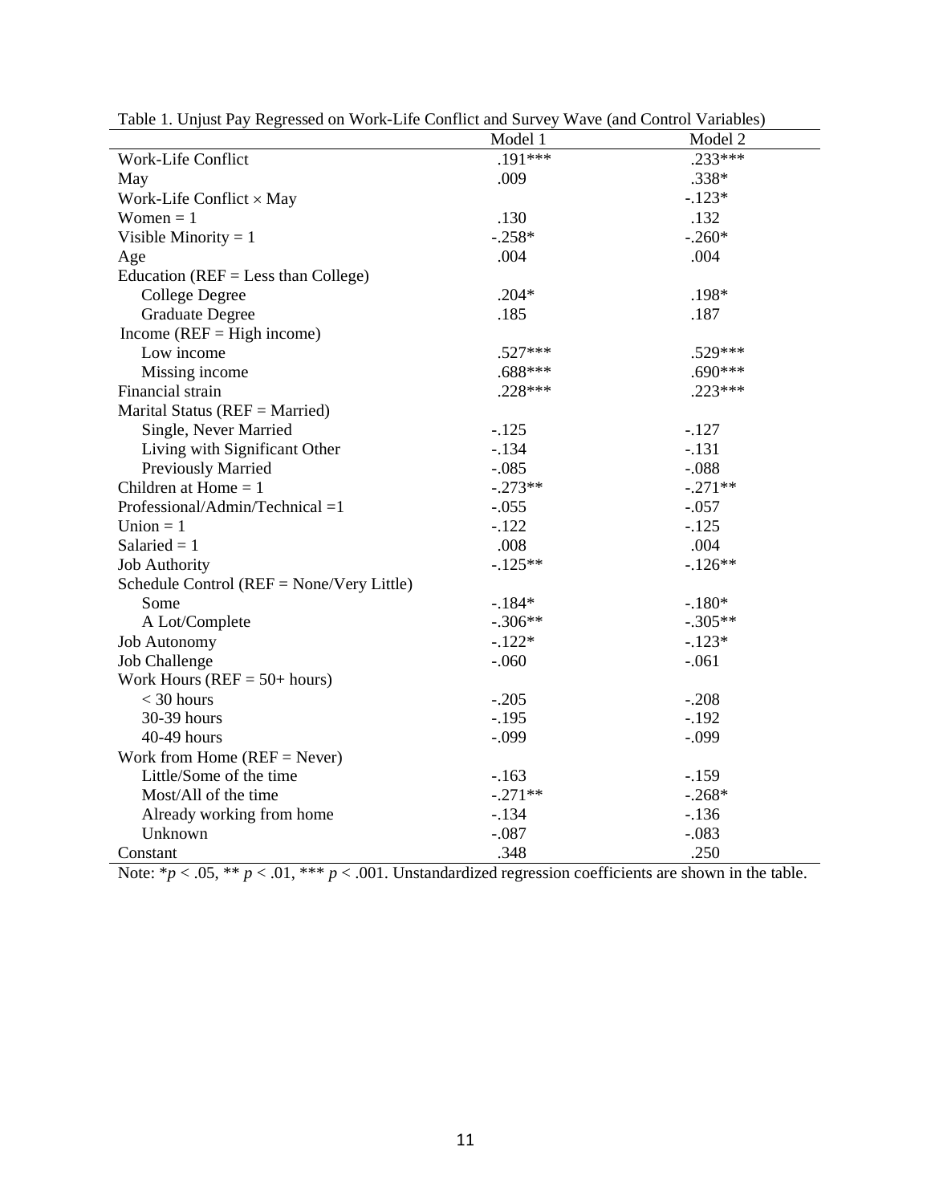Table 1. Unjust Pay Regressed on Work-Life Conflict and Survey Wave (and Control Variables)

| | Model 1 | Model 2 |
|---|---|---|
| Work-Life Conflict | .191*** | .233*** |
| May | .009 | .338* |
| Work-Life Conflict × May | | -.123* |
| Women = 1 | .130 | .132 |
| Visible Minority = 1 | -.258* | -.260* |
| Age | .004 | .004 |
| Education (REF = Less than College) | | |
| College Degree | .204* | .198* |
| Graduate Degree | .185 | .187 |
| Income (REF = High income) | | |
| Low income | .527*** | .529*** |
| Missing income | .688*** | .690*** |
| Financial strain | .228*** | .223*** |
| Marital Status (REF = Married) | | |
| Single, Never Married | -.125 | -.127 |
| Living with Significant Other | -.134 | -.131 |
| Previously Married | -.085 | -.088 |
| Children at Home = 1 | -.273** | -.271** |
| Professional/Admin/Technical =1 | -.055 | -.057 |
| Union = 1 | -.122 | -.125 |
| Salaried = 1 | .008 | .004 |
| Job Authority | -.125** | -.126** |
| Schedule Control (REF = None/Very Little) | | |
| Some | -.184* | -.180* |
| A Lot/Complete | -.306** | -.305** |
| Job Autonomy | -.122* | -.123* |
| Job Challenge | -.060 | -.061 |
| Work Hours (REF = 50+ hours) | | |
| < 30 hours | -.205 | -.208 |
| 30-39 hours | -.195 | -.192 |
| 40-49 hours | -.099 | -.099 |
| Work from Home (REF = Never) | | |
| Little/Some of the time | -.163 | -.159 |
| Most/All of the time | -.271** | -.268* |
| Already working from home | -.134 | -.136 |
| Unknown | -.087 | -.083 |
| Constant | .348 | .250 |

Note: $^{*}p < .05$, $^{**}p < .01$, $^{***}p < .001$. Unstandardized regression coefficients are shown in the table.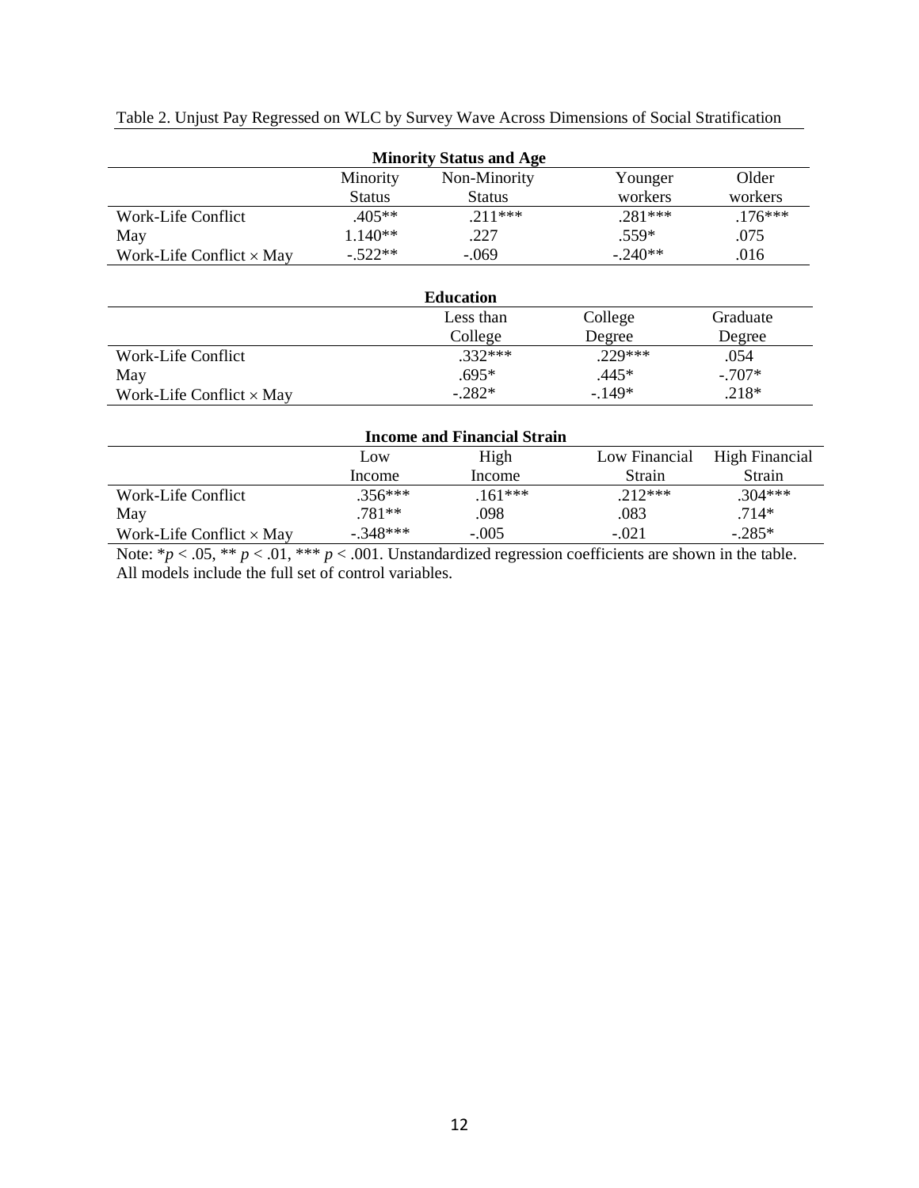Table 2. Unjust Pay Regressed on WLC by Survey Wave Across Dimensions of Social Stratification

**Minority Status and Age**

| | Minority Status | Non-Minority Status | Younger workers | Older workers |
|---|---|---|---|---|
| Work-Life Conflict | .405** | .211*** | .281*** | .176*** |
| May | 1.140** | .227 | .559* | .075 |
| Work-Life Conflict × May | -.522** | -.069 | -.240** | .016 |

**Education**

| | Less than College | College Degree | Graduate Degree |
|---|---|---|---|
| Work-Life Conflict | .332*** | .229*** | .054 |
| May | .695* | .445* | -.707* |
| Work-Life Conflict × May | -.282* | -.149* | .218* |

**Income and Financial Strain**

| | Low Income | High Income | Low Financial Strain | High Financial Strain |
|---|---|---|---|---|
| Work-Life Conflict | .356*** | .161*** | .212*** | .304*** |
| May | .781** | .098 | .083 | .714* |
| Work-Life Conflict × May | -.348*** | -.005 | -.021 | -.285* |

Note: \* $p < .05$, \*\* $p < .01$, \*\*\* $p < .001$. Unstandardized regression coefficients are shown in the table. All models include the full set of control variables.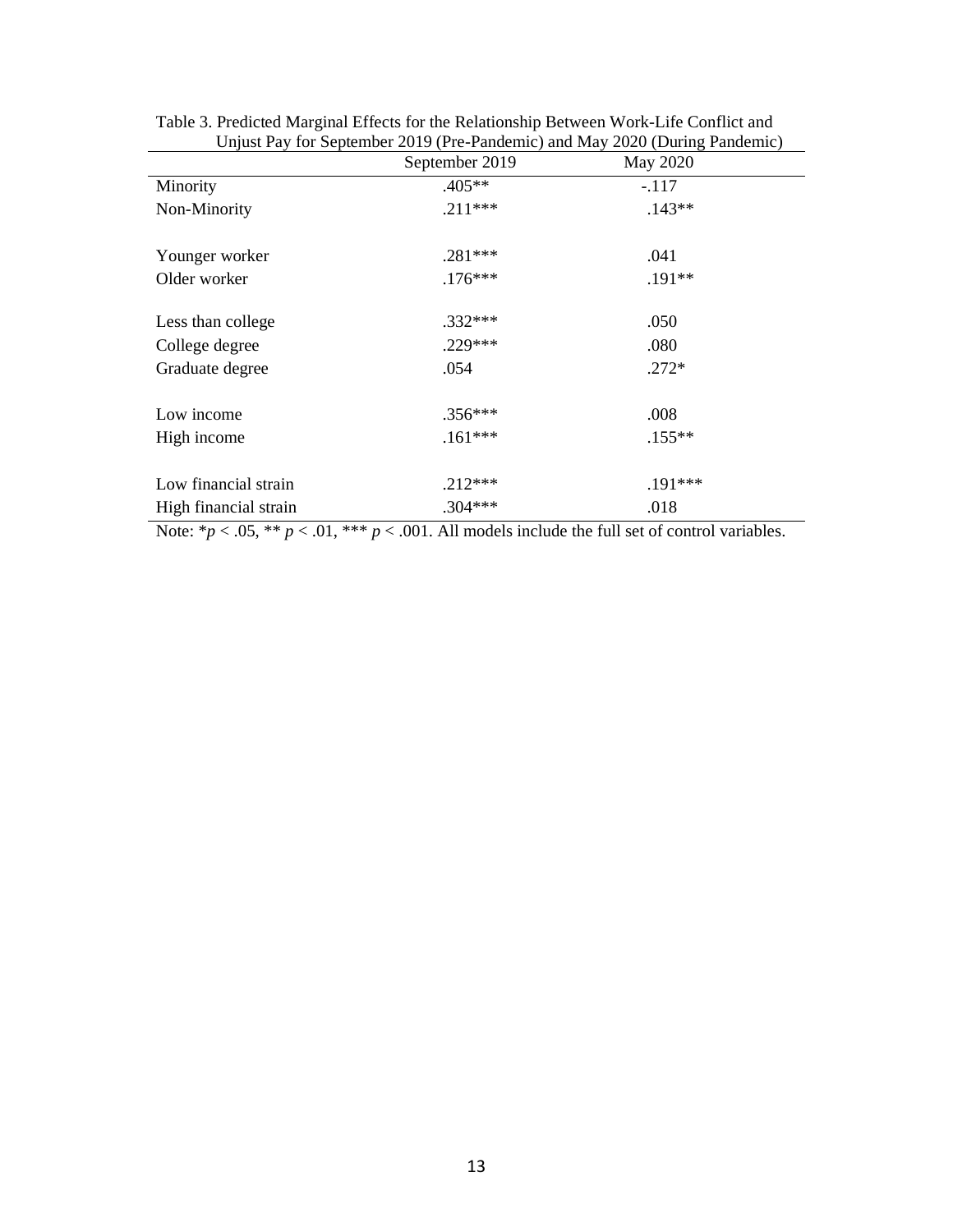Table 3. Predicted Marginal Effects for the Relationship Between Work-Life Conflict and Unjust Pay for September 2019 (Pre-Pandemic) and May 2020 (During Pandemic)

| | September 2019 | May 2020 |
|---|---|---|
| Minority | .405** | -.117 |
| Non-Minority | .211*** | .143** |
| | | |
| Younger worker | .281*** | .041 |
| Older worker | .176*** | .191** |
| | | |
| Less than college | .332*** | .050 |
| College degree | .229*** | .080 |
| Graduate degree | .054 | .272* |
| | | |
| Low income | .356*** | .008 |
| High income | .161*** | .155** |
| | | |
| Low financial strain | .212*** | .191*** |
| High financial strain | .304*** | .018 |

Note: \*$p < .05$, \*\* $p < .01$, \*\*\* $p < .001$. All models include the full set of control variables.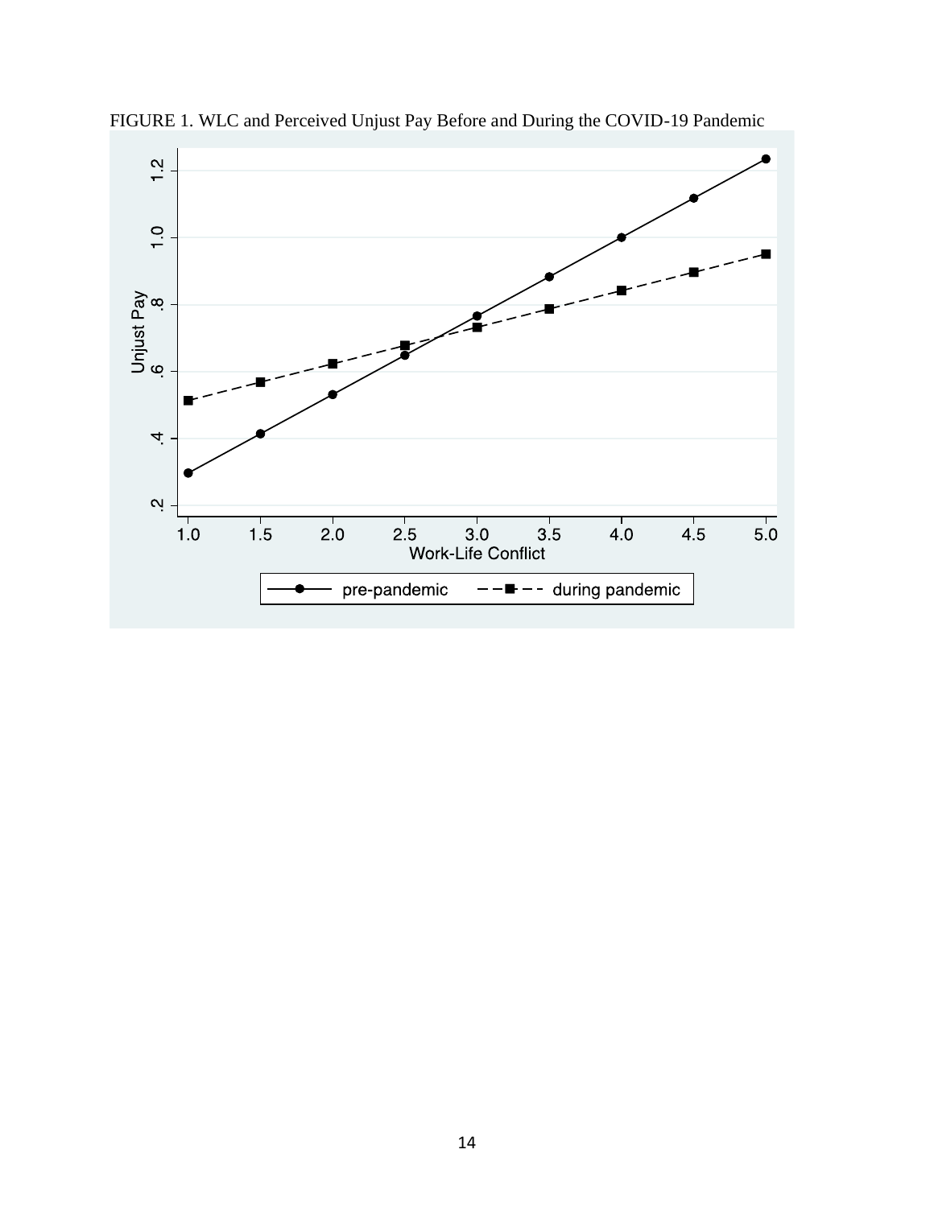FIGURE 1. WLC and Perceived Unjust Pay Before and During the COVID-19 Pandemic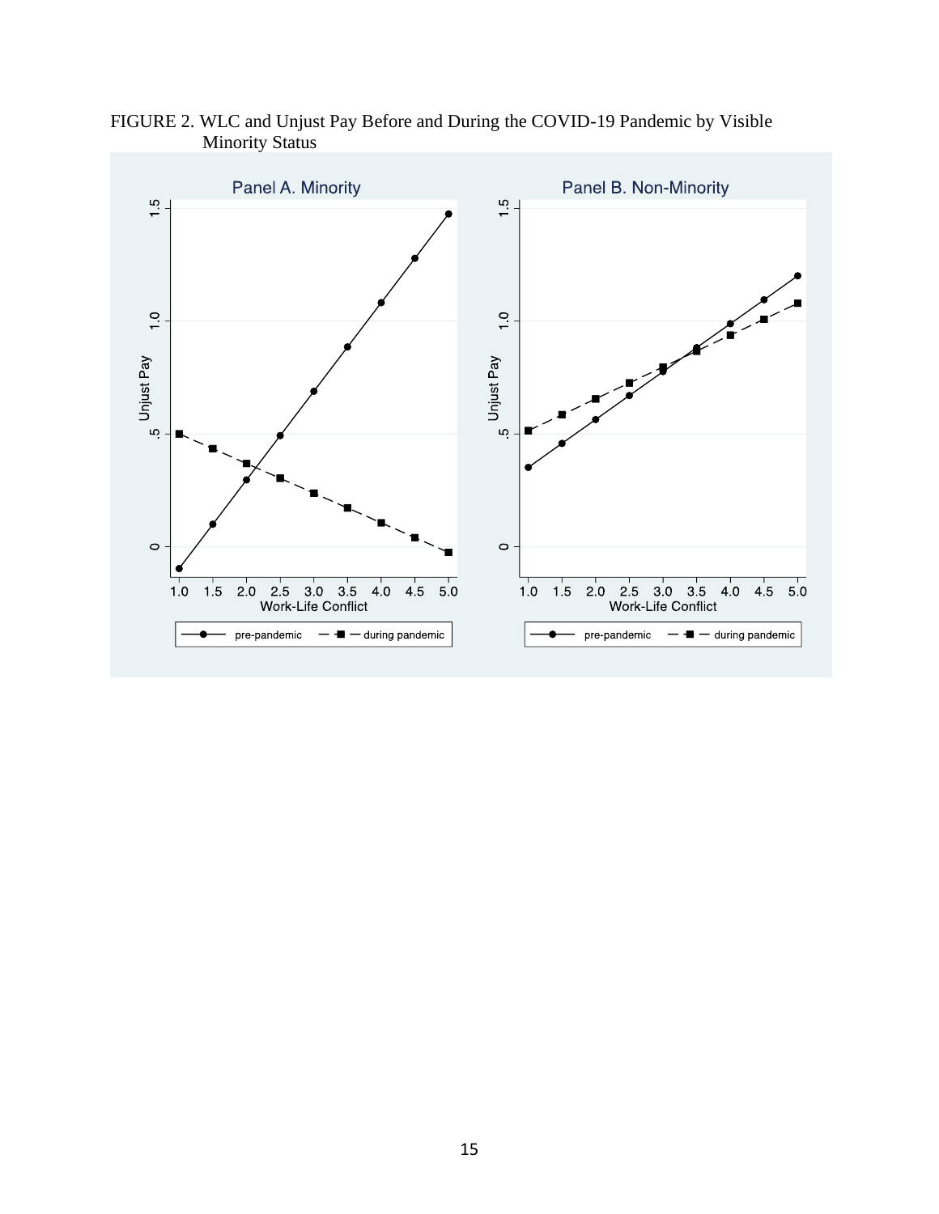FIGURE 2. WLC and Unjust Pay Before and During the COVID-19 Pandemic by Visible Minority Status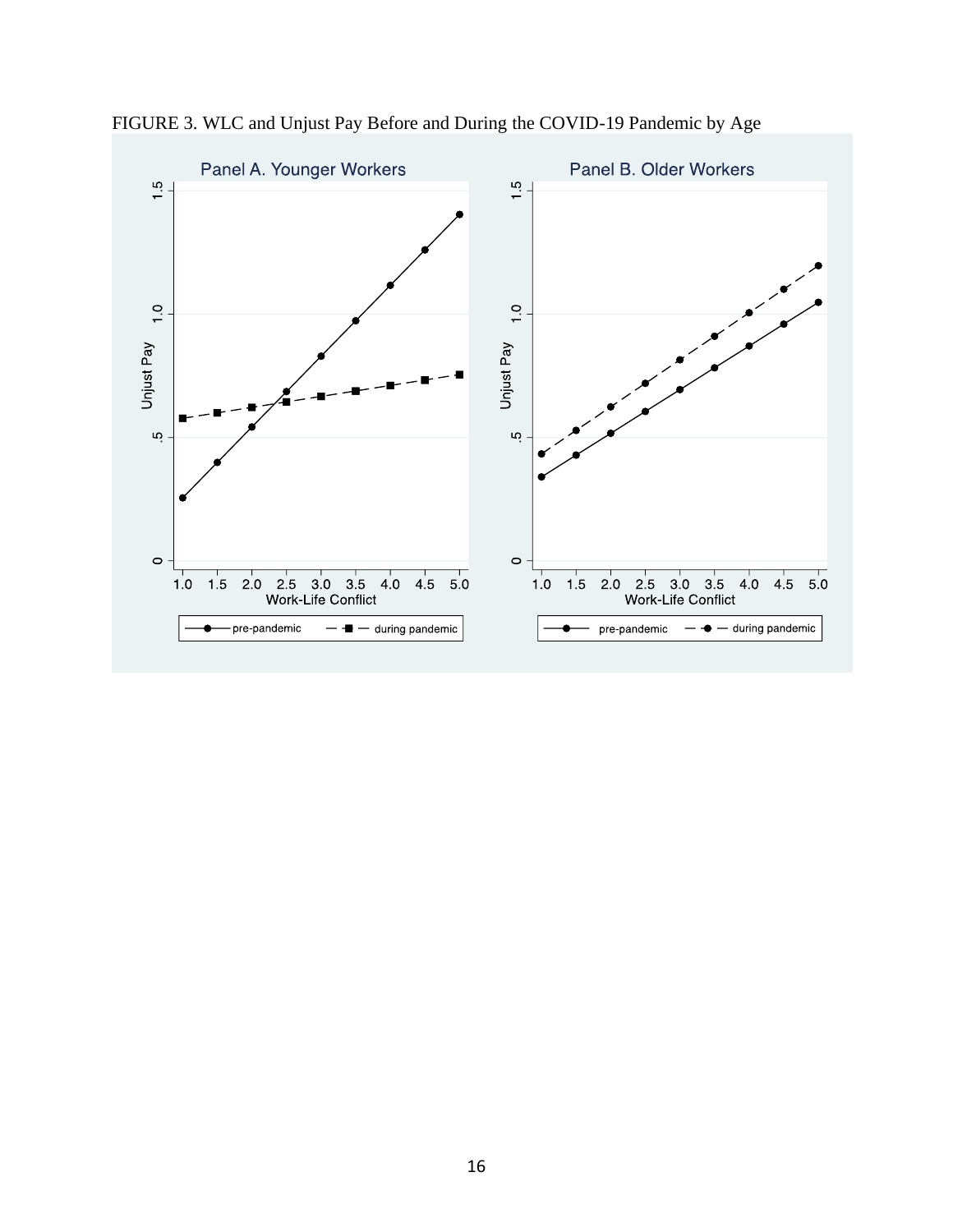FIGURE 3. WLC and Unjust Pay Before and During the COVID-19 Pandemic by Age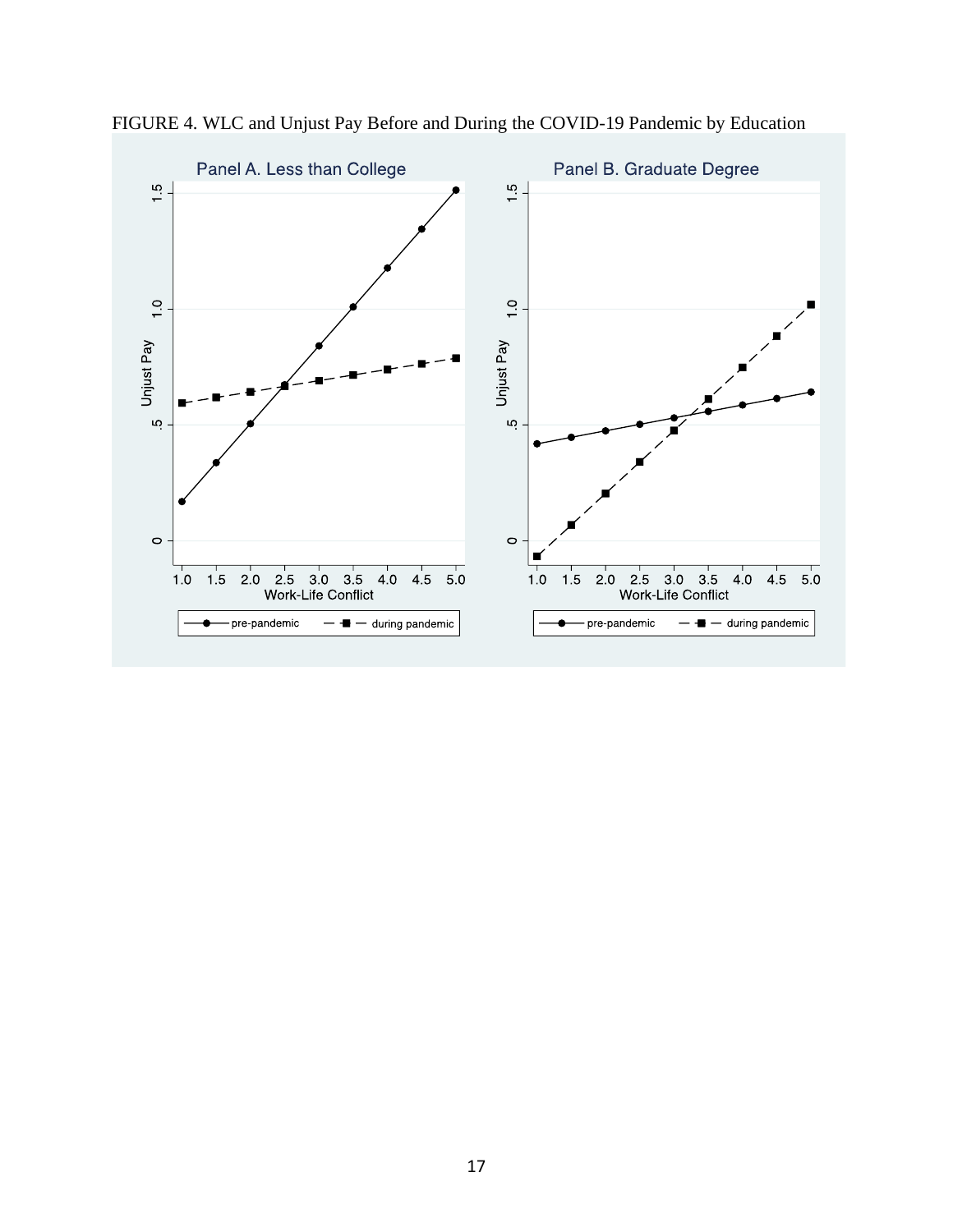FIGURE 4. WLC and Unjust Pay Before and During the COVID-19 Pandemic by Education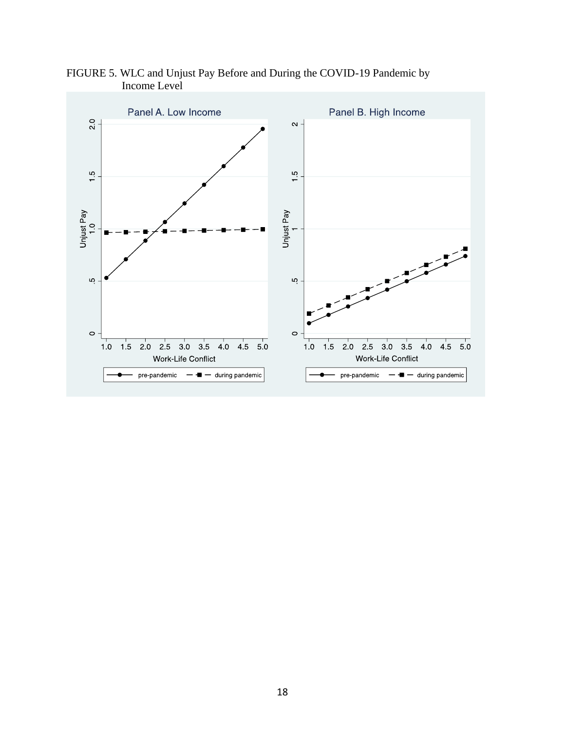FIGURE 5. WLC and Unjust Pay Before and During the COVID-19 Pandemic by Income Level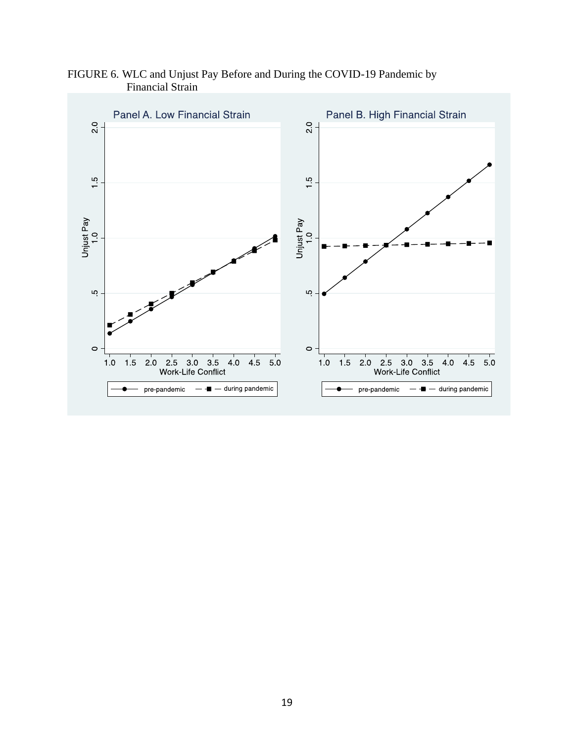FIGURE 6. WLC and Unjust Pay Before and During the COVID-19 Pandemic by Financial Strain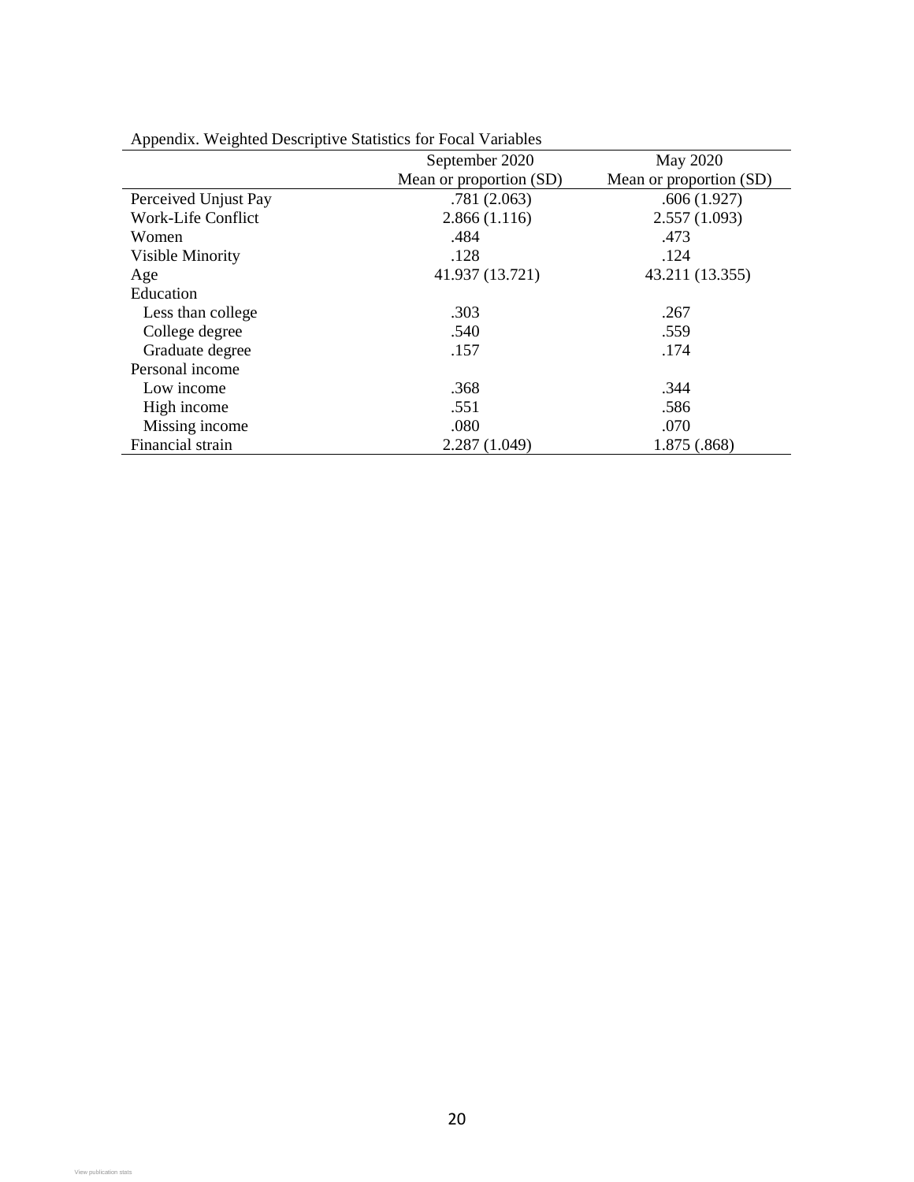Appendix. Weighted Descriptive Statistics for Focal Variables

| | September 2020 | May 2020 |
|---|---|---|
| | Mean or proportion (SD) | Mean or proportion (SD) |
| Perceived Unjust Pay | .781 (2.063) | .606 (1.927) |
| Work-Life Conflict | 2.866 (1.116) | 2.557 (1.093) |
| Women | .484 | .473 |
| Visible Minority | .128 | .124 |
| Age | 41.937 (13.721) | 43.211 (13.355) |
| Education | | |
| Less than college | .303 | .267 |
| College degree | .540 | .559 |
| Graduate degree | .157 | .174 |
| Personal income | | |
| Low income | .368 | .344 |
| High income | .551 | .586 |
| Missing income | .080 | .070 |
| Financial strain | 2.287 (1.049) | 1.875 (.868) |